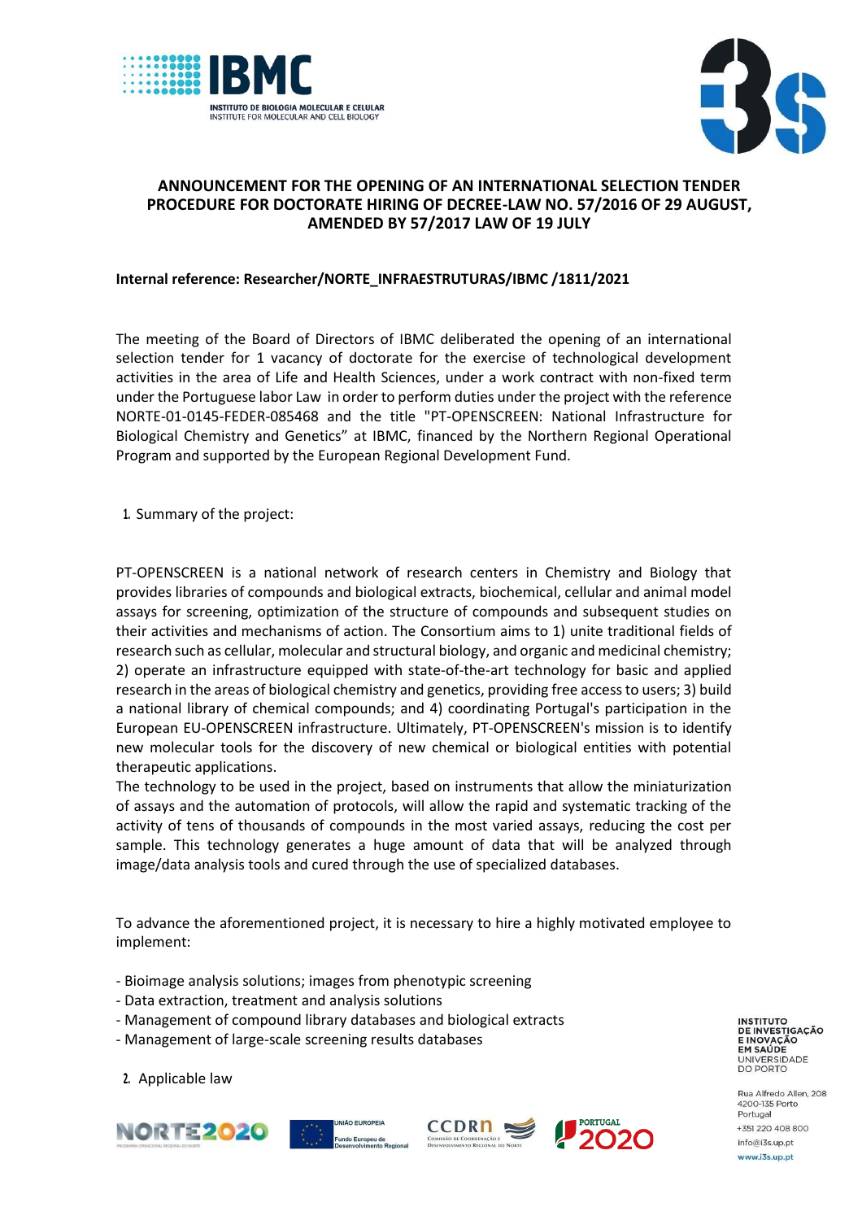# ANNOUNCEMENT FOR THE OPENING OF AN INTERNATIONAL SELECTION TENDER PROCEDURE FOR DOCTORATE HIRING OF DECREE-LAW NO. 57/2016 OF 29 AUGUST, AMENDED BY 57/2017 LAW OF 19 JULY

**Internal reference: Researcher/NORTE_INFRAESTRUTURAS/IBMC /1811/2021**

The meeting of the Board of Directors of IBMC deliberated the opening of an international selection tender for 1 vacancy of doctorate for the exercise of technological development activities in the area of Life and Health Sciences, under a work contract with non-fixed term under the Portuguese labor Law in order to perform duties under the project with the reference NORTE-01-0145-FEDER-085468 and the title "PT-OPENSCREEN: National Infrastructure for Biological Chemistry and Genetics" at IBMC, financed by the Northern Regional Operational Program and supported by the European Regional Development Fund.

1. Summary of the project:

PT-OPENSCREEN is a national network of research centers in Chemistry and Biology that provides libraries of compounds and biological extracts, biochemical, cellular and animal model assays for screening, optimization of the structure of compounds and subsequent studies on their activities and mechanisms of action. The Consortium aims to 1) unite traditional fields of research such as cellular, molecular and structural biology, and organic and medicinal chemistry; 2) operate an infrastructure equipped with state-of-the-art technology for basic and applied research in the areas of biological chemistry and genetics, providing free access to users; 3) build a national library of chemical compounds; and 4) coordinating Portugal's participation in the European EU-OPENSCREEN infrastructure. Ultimately, PT-OPENSCREEN's mission is to identify new molecular tools for the discovery of new chemical or biological entities with potential therapeutic applications.
The technology to be used in the project, based on instruments that allow the miniaturization of assays and the automation of protocols, will allow the rapid and systematic tracking of the activity of tens of thousands of compounds in the most varied assays, reducing the cost per sample. This technology generates a huge amount of data that will be analyzed through image/data analysis tools and cured through the use of specialized databases.

To advance the aforementioned project, it is necessary to hire a highly motivated employee to implement:

- Bioimage analysis solutions; images from phenotypic screening
- Data extraction, treatment and analysis solutions
- Management of compound library databases and biological extracts
- Management of large-scale screening results databases

2. Applicable law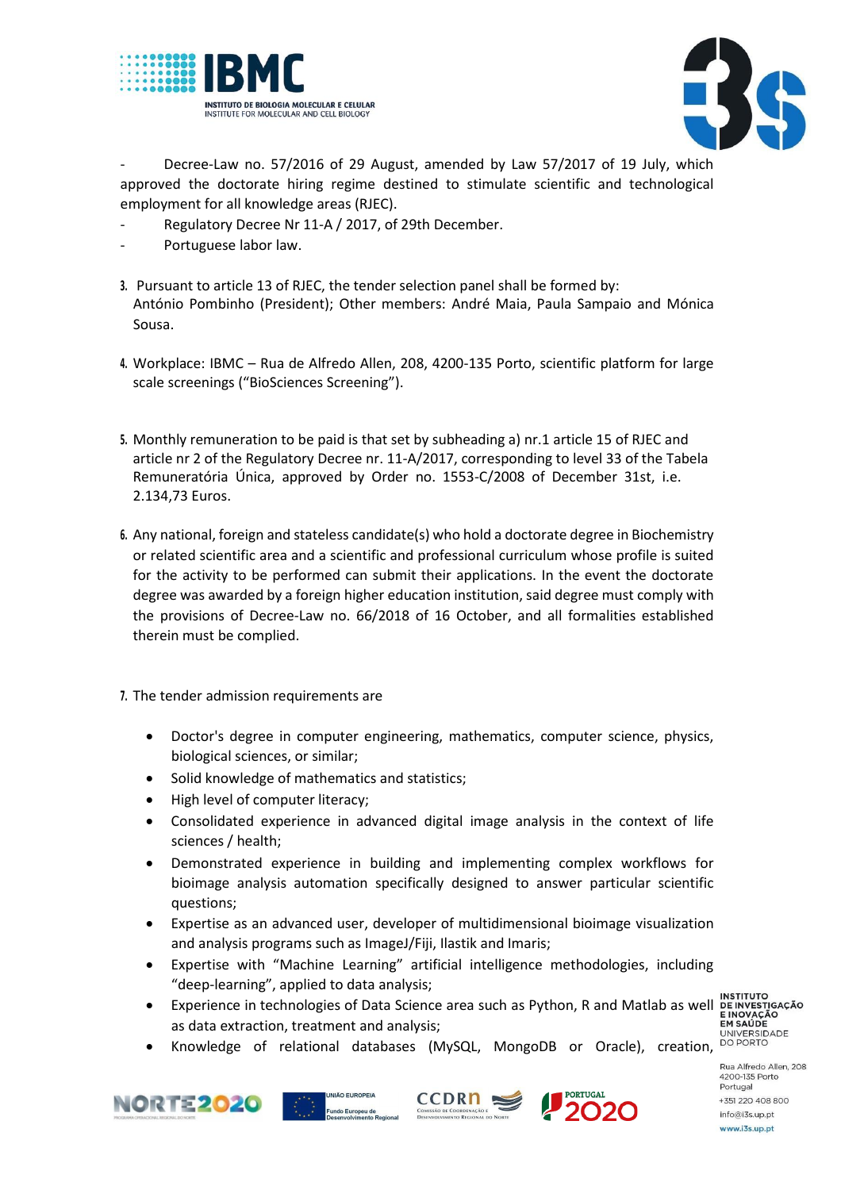- Decree-Law no. 57/2016 of 29 August, amended by Law 57/2017 of 19 July, which approved the doctorate hiring regime destined to stimulate scientific and technological employment for all knowledge areas (RJEC).
- Regulatory Decree Nr 11-A / 2017, of 29th December.
- Portuguese labor law.

3. Pursuant to article 13 of RJEC, the tender selection panel shall be formed by: António Pombinho (President); Other members: André Maia, Paula Sampaio and Mónica Sousa.

4. Workplace: IBMC – Rua de Alfredo Allen, 208, 4200-135 Porto, scientific platform for large scale screenings ("BioSciences Screening").

5. Monthly remuneration to be paid is that set by subheading a) nr.1 article 15 of RJEC and article nr 2 of the Regulatory Decree nr. 11-A/2017, corresponding to level 33 of the Tabela Remuneratória Única, approved by Order no. 1553-C/2008 of December 31st, i.e. 2.134,73 Euros.

6. Any national, foreign and stateless candidate(s) who hold a doctorate degree in Biochemistry or related scientific area and a scientific and professional curriculum whose profile is suited for the activity to be performed can submit their applications. In the event the doctorate degree was awarded by a foreign higher education institution, said degree must comply with the provisions of Decree-Law no. 66/2018 of 16 October, and all formalities established therein must be complied.

7. The tender admission requirements are

   - Doctor's degree in computer engineering, mathematics, computer science, physics, biological sciences, or similar;
   - Solid knowledge of mathematics and statistics;
   - High level of computer literacy;
   - Consolidated experience in advanced digital image analysis in the context of life sciences / health;
   - Demonstrated experience in building and implementing complex workflows for bioimage analysis automation specifically designed to answer particular scientific questions;
   - Expertise as an advanced user, developer of multidimensional bioimage visualization and analysis programs such as ImageJ/Fiji, Ilastik and Imaris;
   - Expertise with "Machine Learning" artificial intelligence methodologies, including "deep-learning", applied to data analysis;
   - Experience in technologies of Data Science area such as Python, R and Matlab as well as data extraction, treatment and analysis;
   - Knowledge of relational databases (MySQL, MongoDB or Oracle), creation,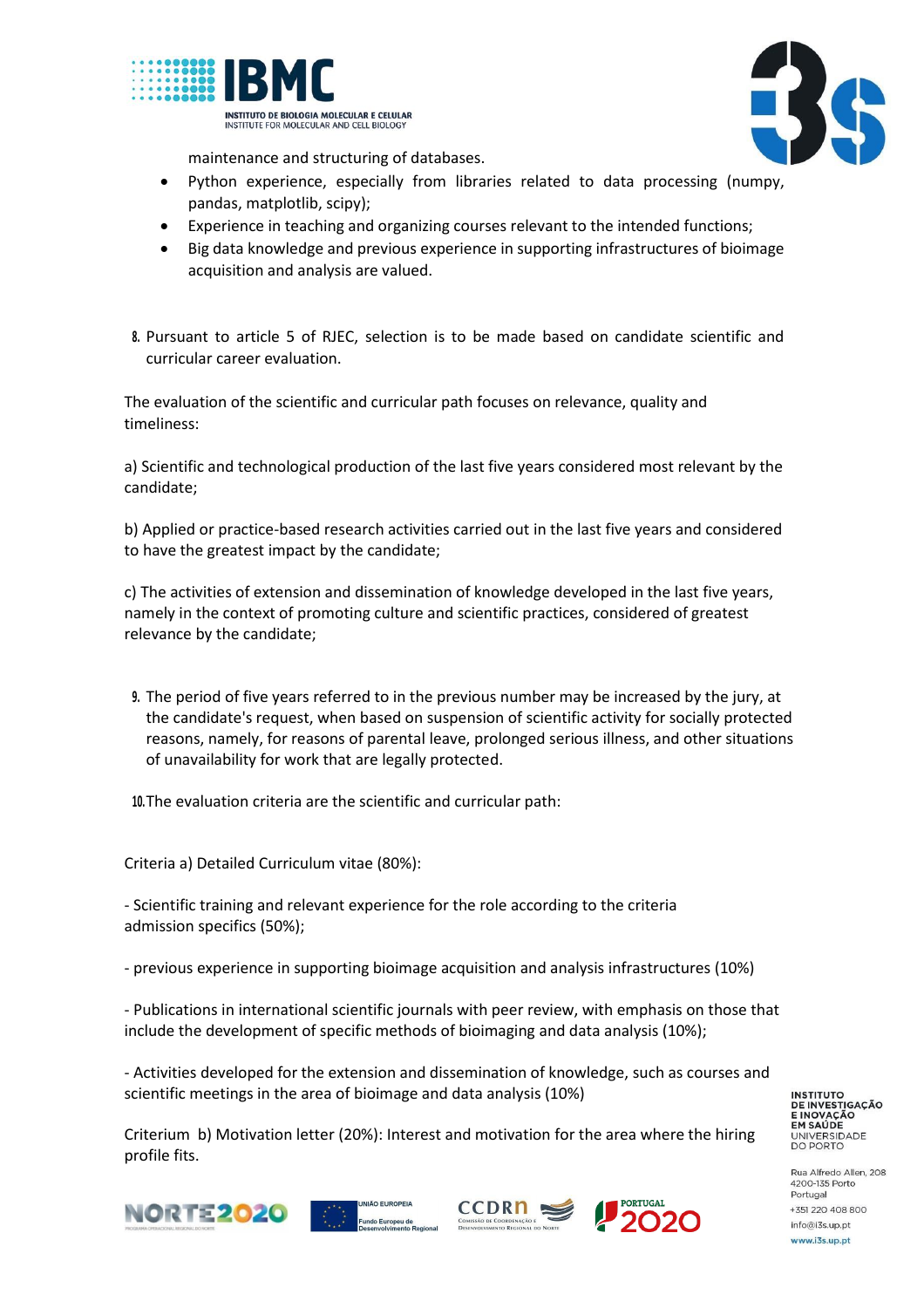maintenance and structuring of databases.

- Python experience, especially from libraries related to data processing (numpy, pandas, matplotlib, scipy);
- Experience in teaching and organizing courses relevant to the intended functions;
- Big data knowledge and previous experience in supporting infrastructures of bioimage acquisition and analysis are valued.

8. Pursuant to article 5 of RJEC, selection is to be made based on candidate scientific and curricular career evaluation.

The evaluation of the scientific and curricular path focuses on relevance, quality and timeliness:

a) Scientific and technological production of the last five years considered most relevant by the candidate;

b) Applied or practice-based research activities carried out in the last five years and considered to have the greatest impact by the candidate;

c) The activities of extension and dissemination of knowledge developed in the last five years, namely in the context of promoting culture and scientific practices, considered of greatest relevance by the candidate;

9. The period of five years referred to in the previous number may be increased by the jury, at the candidate's request, when based on suspension of scientific activity for socially protected reasons, namely, for reasons of parental leave, prolonged serious illness, and other situations of unavailability for work that are legally protected.

10. The evaluation criteria are the scientific and curricular path:

Criteria a) Detailed Curriculum vitae (80%):

- Scientific training and relevant experience for the role according to the criteria admission specifics (50%);

- previous experience in supporting bioimage acquisition and analysis infrastructures (10%)

- Publications in international scientific journals with peer review, with emphasis on those that include the development of specific methods of bioimaging and data analysis (10%);

- Activities developed for the extension and dissemination of knowledge, such as courses and scientific meetings in the area of bioimage and data analysis (10%)

Criterium b) Motivation letter (20%): Interest and motivation for the area where the hiring profile fits.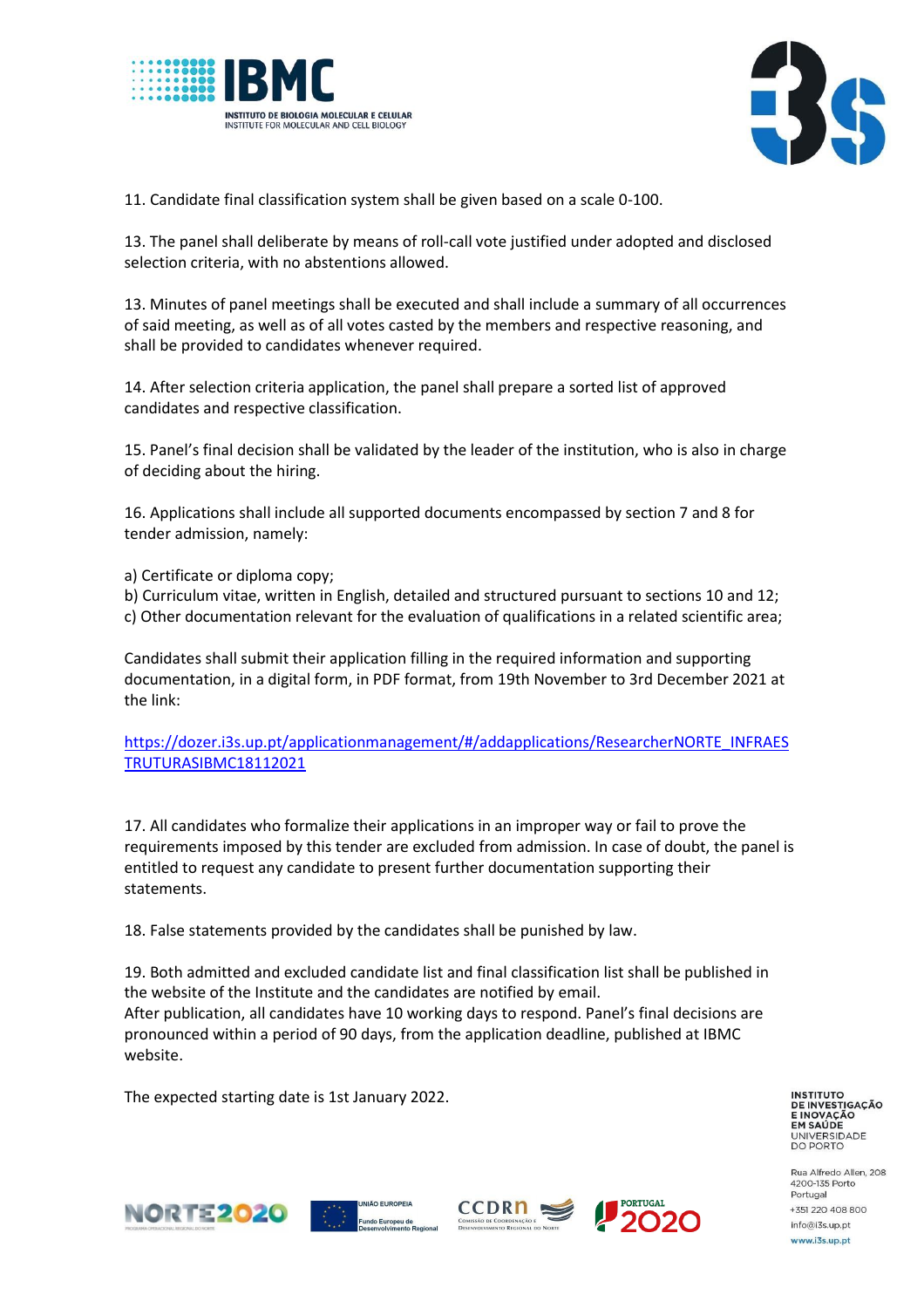11. Candidate final classification system shall be given based on a scale 0-100.

13. The panel shall deliberate by means of roll-call vote justified under adopted and disclosed selection criteria, with no abstentions allowed.

13. Minutes of panel meetings shall be executed and shall include a summary of all occurrences of said meeting, as well as of all votes casted by the members and respective reasoning, and shall be provided to candidates whenever required.

14. After selection criteria application, the panel shall prepare a sorted list of approved candidates and respective classification.

15. Panel's final decision shall be validated by the leader of the institution, who is also in charge of deciding about the hiring.

16. Applications shall include all supported documents encompassed by section 7 and 8 for tender admission, namely:

a) Certificate or diploma copy;
b) Curriculum vitae, written in English, detailed and structured pursuant to sections 10 and 12;
c) Other documentation relevant for the evaluation of qualifications in a related scientific area;

Candidates shall submit their application filling in the required information and supporting documentation, in a digital form, in PDF format, from 19th November to 3rd December 2021 at the link:

https://dozer.i3s.up.pt/applicationmanagement/#/addapplications/ResearcherNORTE_INFRAESTRUTURASIBMC18112021

17. All candidates who formalize their applications in an improper way or fail to prove the requirements imposed by this tender are excluded from admission. In case of doubt, the panel is entitled to request any candidate to present further documentation supporting their statements.

18. False statements provided by the candidates shall be punished by law.

19. Both admitted and excluded candidate list and final classification list shall be published in the website of the Institute and the candidates are notified by email.
After publication, all candidates have 10 working days to respond. Panel's final decisions are pronounced within a period of 90 days, from the application deadline, published at IBMC website.

The expected starting date is 1st January 2022.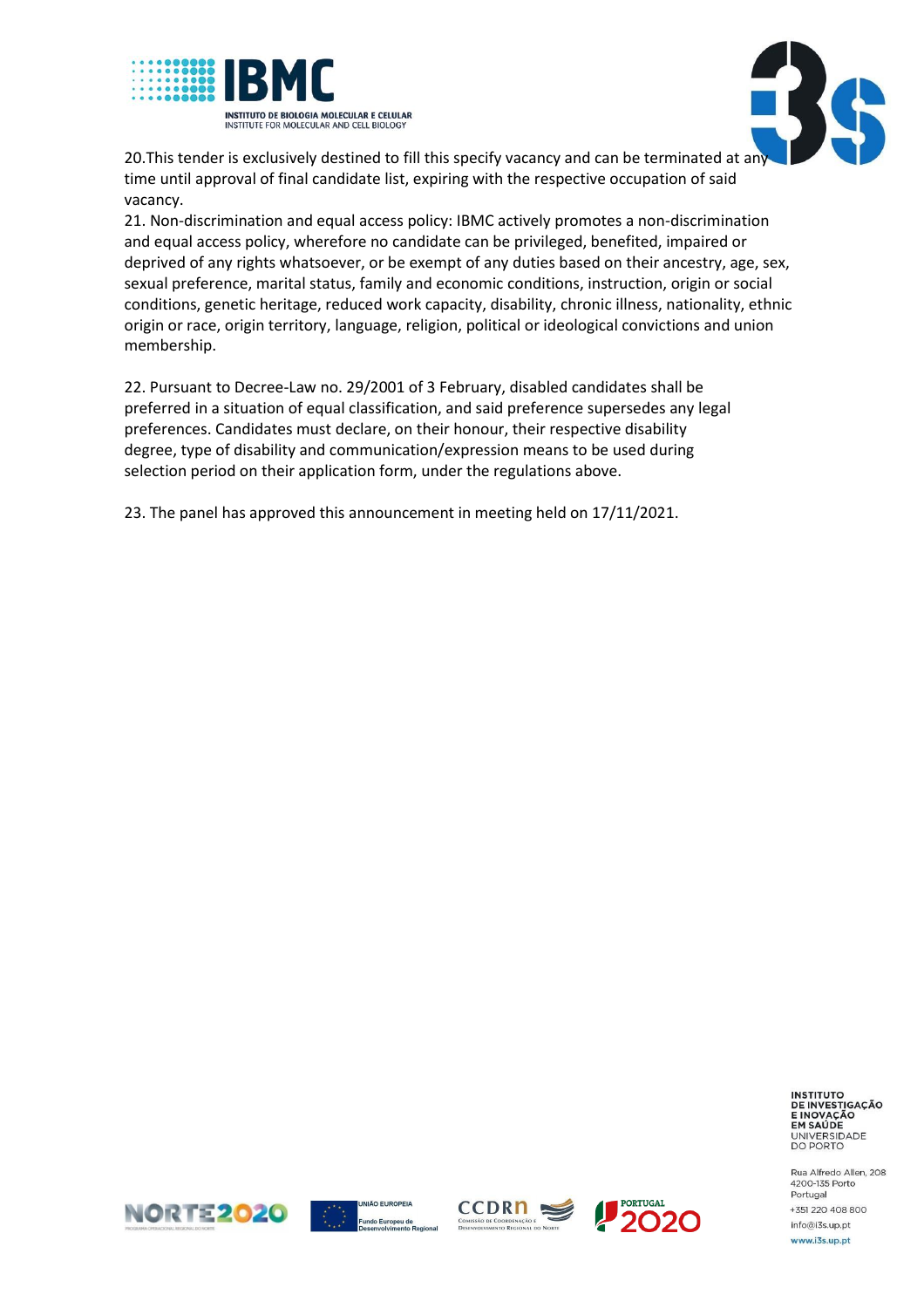20.This tender is exclusively destined to fill this specify vacancy and can be terminated at any time until approval of final candidate list, expiring with the respective occupation of said vacancy.

21. Non-discrimination and equal access policy: IBMC actively promotes a non-discrimination and equal access policy, wherefore no candidate can be privileged, benefited, impaired or deprived of any rights whatsoever, or be exempt of any duties based on their ancestry, age, sex, sexual preference, marital status, family and economic conditions, instruction, origin or social conditions, genetic heritage, reduced work capacity, disability, chronic illness, nationality, ethnic origin or race, origin territory, language, religion, political or ideological convictions and union membership.

22. Pursuant to Decree-Law no. 29/2001 of 3 February, disabled candidates shall be preferred in a situation of equal classification, and said preference supersedes any legal preferences. Candidates must declare, on their honour, their respective disability degree, type of disability and communication/expression means to be used during selection period on their application form, under the regulations above.

23. The panel has approved this announcement in meeting held on 17/11/2021.